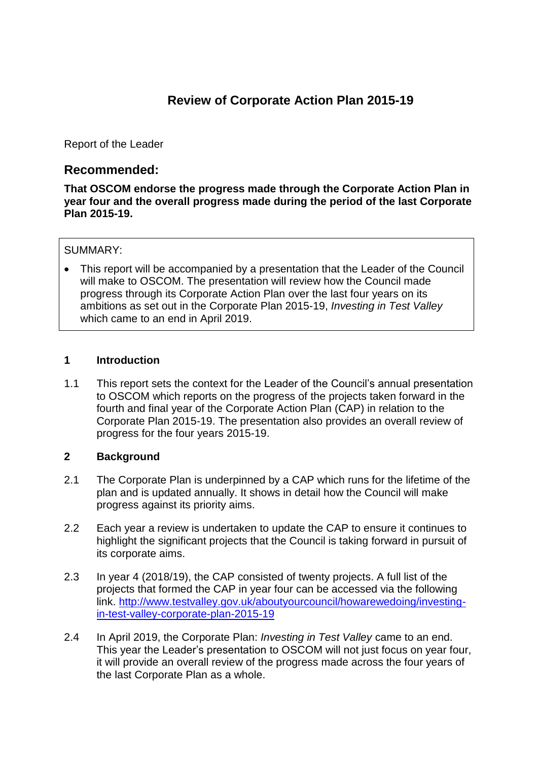# Review of Corporate Action Plan 2015-19

Report of the Leader

## Recommended:

**That OSCOM endorse the progress made through the Corporate Action Plan in year four and the overall progress made during the period of the last Corporate Plan 2015-19.**

SUMMARY:

- This report will be accompanied by a presentation that the Leader of the Council will make to OSCOM. The presentation will review how the Council made progress through its Corporate Action Plan over the last four years on its ambitions as set out in the Corporate Plan 2015-19, *Investing in Test Valley* which came to an end in April 2019.

### 1 Introduction

1.1 This report sets the context for the Leader of the Council's annual presentation to OSCOM which reports on the progress of the projects taken forward in the fourth and final year of the Corporate Action Plan (CAP) in relation to the Corporate Plan 2015-19. The presentation also provides an overall review of progress for the four years 2015-19.

### 2 Background

2.1 The Corporate Plan is underpinned by a CAP which runs for the lifetime of the plan and is updated annually. It shows in detail how the Council will make progress against its priority aims.

2.2 Each year a review is undertaken to update the CAP to ensure it continues to highlight the significant projects that the Council is taking forward in pursuit of its corporate aims.

2.3 In year 4 (2018/19), the CAP consisted of twenty projects. A full list of the projects that formed the CAP in year four can be accessed via the following link. [http://www.testvalley.gov.uk/aboutyourcouncil/howarewedoing/investing-in-test-valley-corporate-plan-2015-19](http://www.testvalley.gov.uk/aboutyourcouncil/howarewedoing/investing-in-test-valley-corporate-plan-2015-19)

2.4 In April 2019, the Corporate Plan: *Investing in Test Valley* came to an end. This year the Leader's presentation to OSCOM will not just focus on year four, it will provide an overall review of the progress made across the four years of the last Corporate Plan as a whole.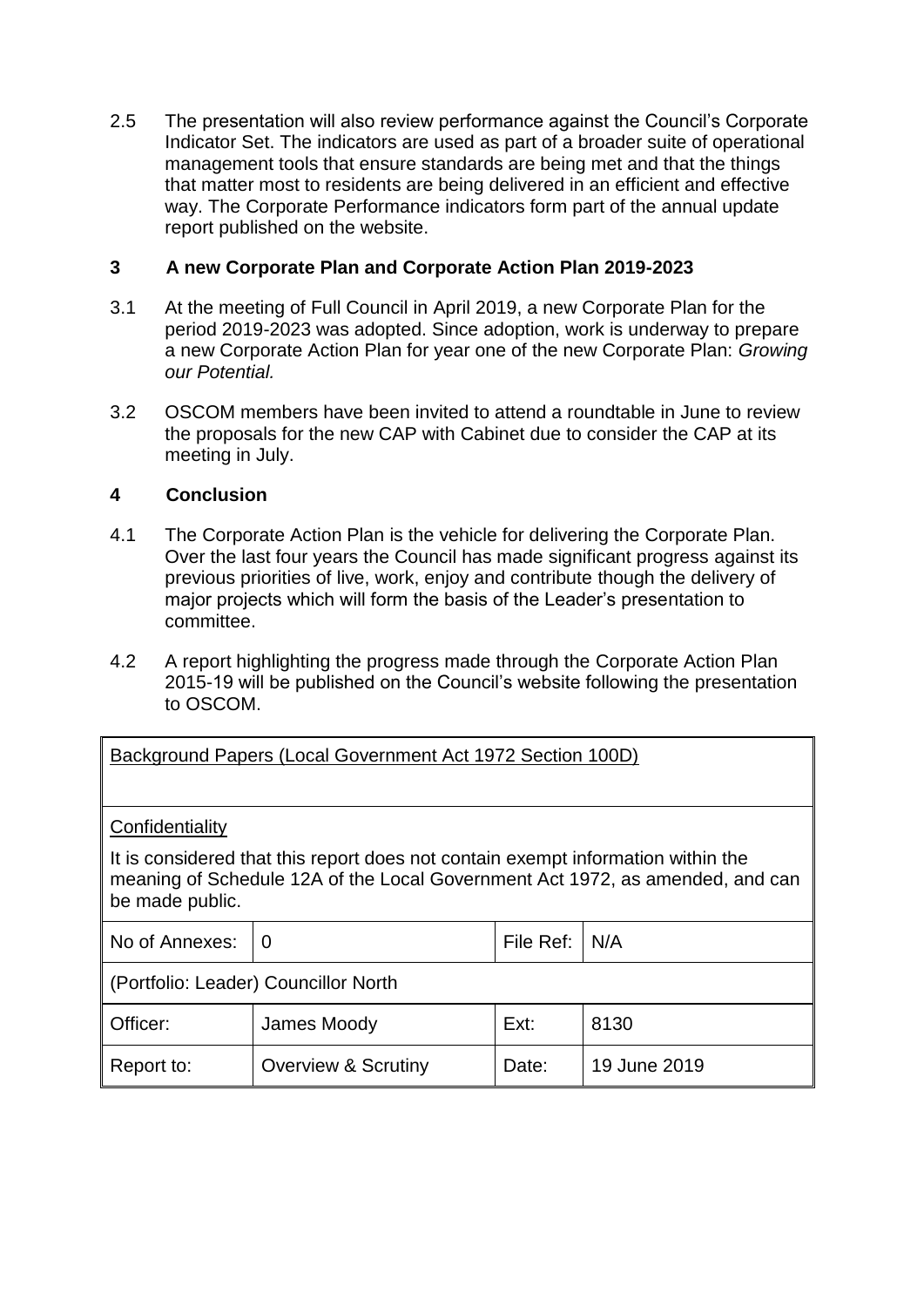2.5 The presentation will also review performance against the Council's Corporate Indicator Set. The indicators are used as part of a broader suite of operational management tools that ensure standards are being met and that the things that matter most to residents are being delivered in an efficient and effective way. The Corporate Performance indicators form part of the annual update report published on the website.

## 3 A new Corporate Plan and Corporate Action Plan 2019-2023

3.1 At the meeting of Full Council in April 2019, a new Corporate Plan for the period 2019-2023 was adopted. Since adoption, work is underway to prepare a new Corporate Action Plan for year one of the new Corporate Plan: *Growing our Potential.*

3.2 OSCOM members have been invited to attend a roundtable in June to review the proposals for the new CAP with Cabinet due to consider the CAP at its meeting in July.

## 4 Conclusion

4.1 The Corporate Action Plan is the vehicle for delivering the Corporate Plan. Over the last four years the Council has made significant progress against its previous priorities of live, work, enjoy and contribute though the delivery of major projects which will form the basis of the Leader's presentation to committee.

4.2 A report highlighting the progress made through the Corporate Action Plan 2015-19 will be published on the Council's website following the presentation to OSCOM.

| | | | |
|---|---|---|---|
| Background Papers (Local Government Act 1972 Section 100D) | | | |
| Confidentiality<br><br>It is considered that this report does not contain exempt information within the meaning of Schedule 12A of the Local Government Act 1972, as amended, and can be made public. | | | |
| No of Annexes: | 0 | File Ref: | N/A |
| (Portfolio: Leader) Councillor North | | | |
| Officer: | James Moody | Ext: | 8130 |
| Report to: | Overview & Scrutiny | Date: | 19 June 2019 |